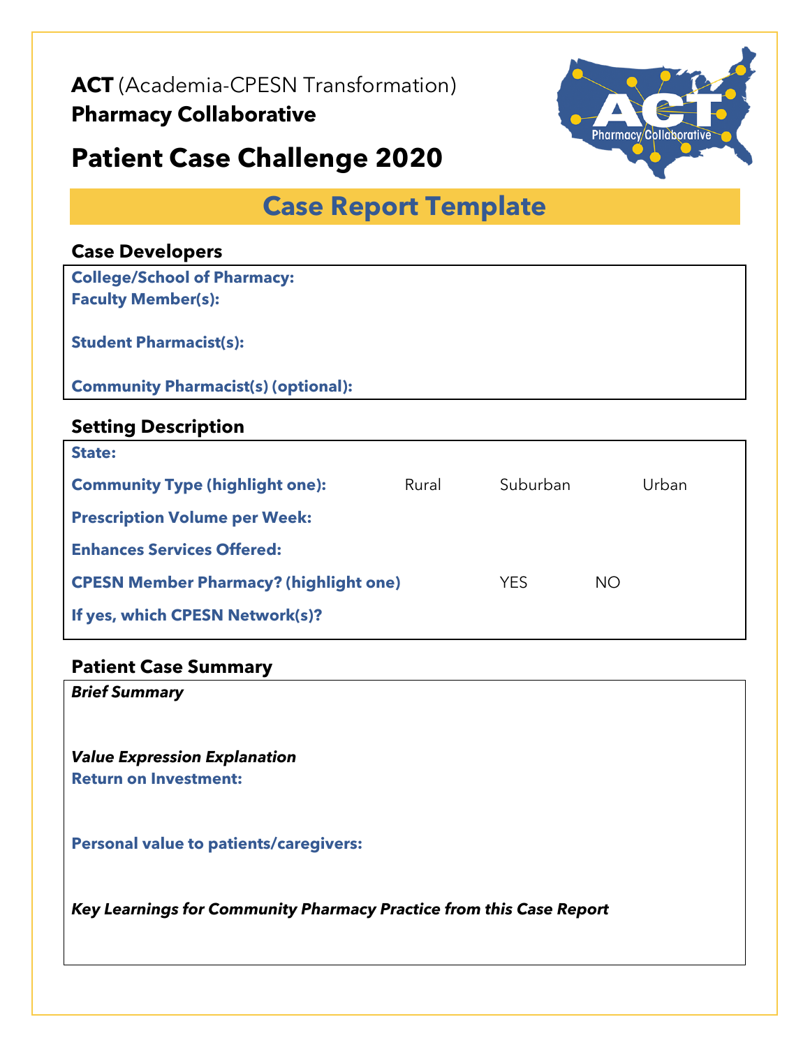**ACT** (Academia-CPESN Transformation)
**Pharmacy Collaborative**

# Patient Case Challenge 2020

## Case Report Template

### Case Developers

**College/School of Pharmacy:**
**Faculty Member(s):**

**Student Pharmacist(s):**

**Community Pharmacist(s) (optional):**

### Setting Description

**State:**

**Community Type (highlight one):** Rural Suburban Urban

**Prescription Volume per Week:**

**Enhances Services Offered:**

**CPESN Member Pharmacy? (highlight one)** YES NO

**If yes, which CPESN Network(s)?**

### Patient Case Summary

***Brief Summary***

***Value Expression Explanation***

**Return on Investment:**

**Personal value to patients/caregivers:**

***Key Learnings for Community Pharmacy Practice from this Case Report***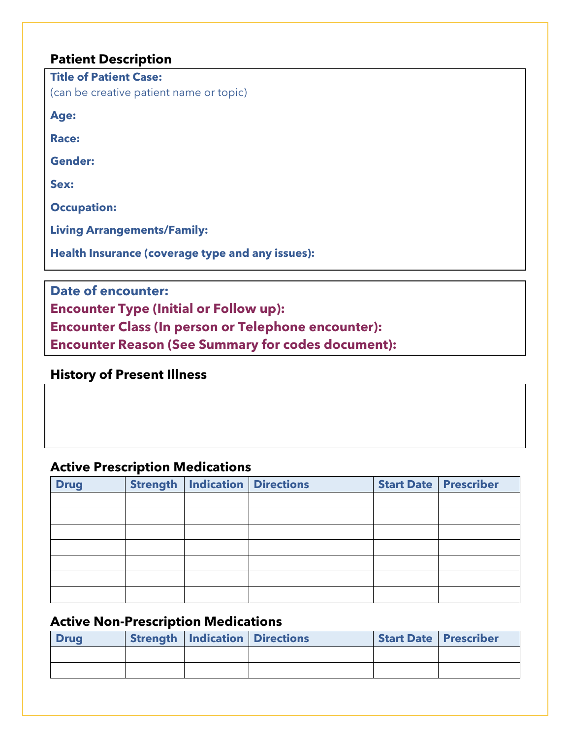## Patient Description

**Title of Patient Case:**
(can be creative patient name or topic)

**Age:**

**Race:**

**Gender:**

**Sex:**

**Occupation:**

**Living Arrangements/Family:**

**Health Insurance (coverage type and any issues):**

**Date of encounter:**
**Encounter Type (Initial or Follow up):**
**Encounter Class (In person or Telephone encounter):**
**Encounter Reason (See Summary for codes document):**

## History of Present Illness

## Active Prescription Medications

| Drug | Strength | Indication | Directions | Start Date | Prescriber |
|---|---|---|---|---|---|
| | | | | | |
| | | | | | |
| | | | | | |
| | | | | | |
| | | | | | |
| | | | | | |
| | | | | | |

## Active Non-Prescription Medications

| Drug | Strength | Indication | Directions | Start Date | Prescriber |
|---|---|---|---|---|---|
| | | | | | |
| | | | | | |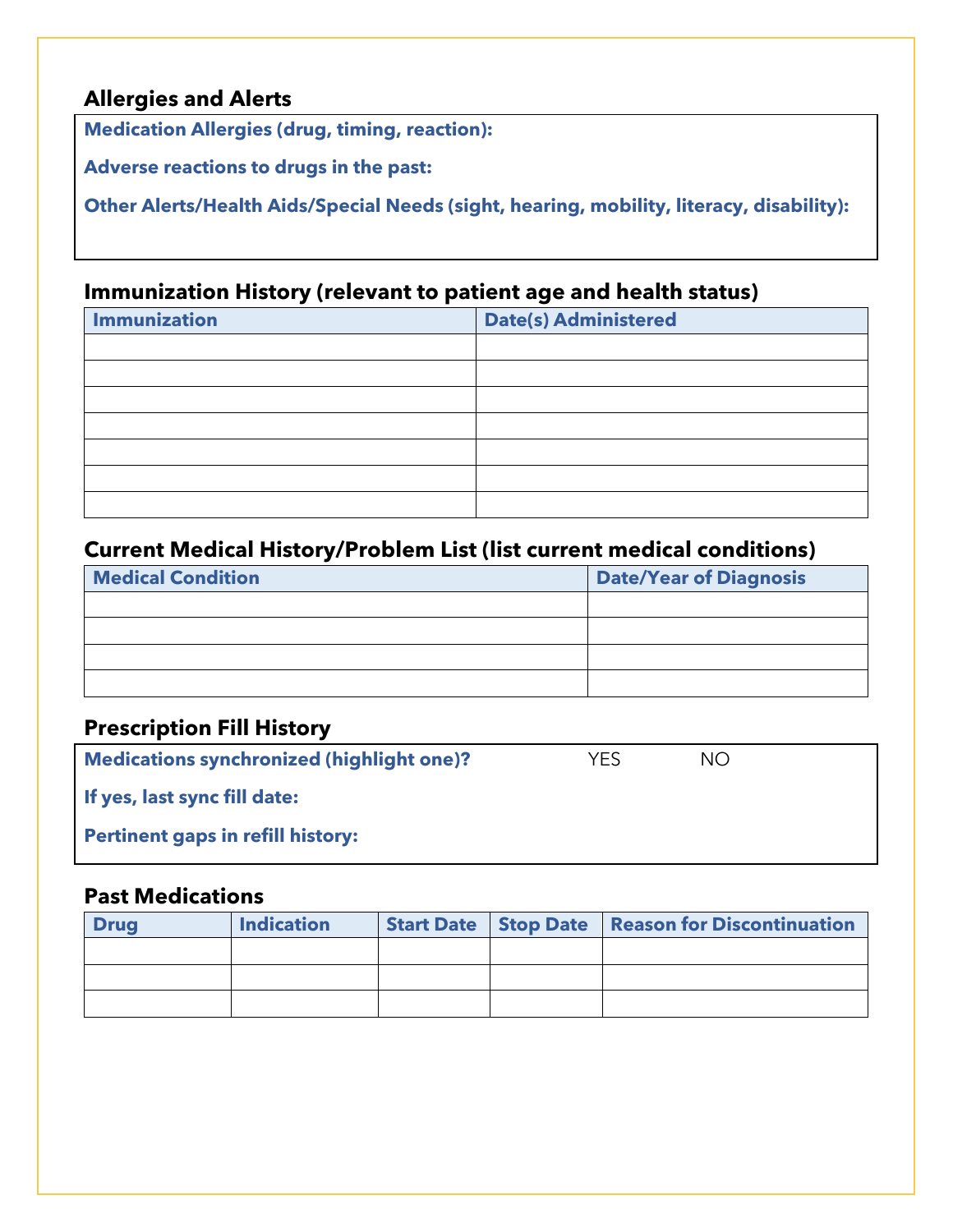## Allergies and Alerts

**Medication Allergies (drug, timing, reaction):**

**Adverse reactions to drugs in the past:**

**Other Alerts/Health Aids/Special Needs (sight, hearing, mobility, literacy, disability):**

## Immunization History (relevant to patient age and health status)

| Immunization | Date(s) Administered |
| --- | --- |
| | |
| | |
| | |
| | |
| | |
| | |
| | |

## Current Medical History/Problem List (list current medical conditions)

| Medical Condition | Date/Year of Diagnosis |
| --- | --- |
| | |
| | |
| | |
| | |

## Prescription Fill History

**Medications synchronized (highlight one)?** YES NO

**If yes, last sync fill date:**

**Pertinent gaps in refill history:**

## Past Medications

| Drug | Indication | Start Date | Stop Date | Reason for Discontinuation |
| --- | --- | --- | --- | --- |
| | | | | |
| | | | | |
| | | | | |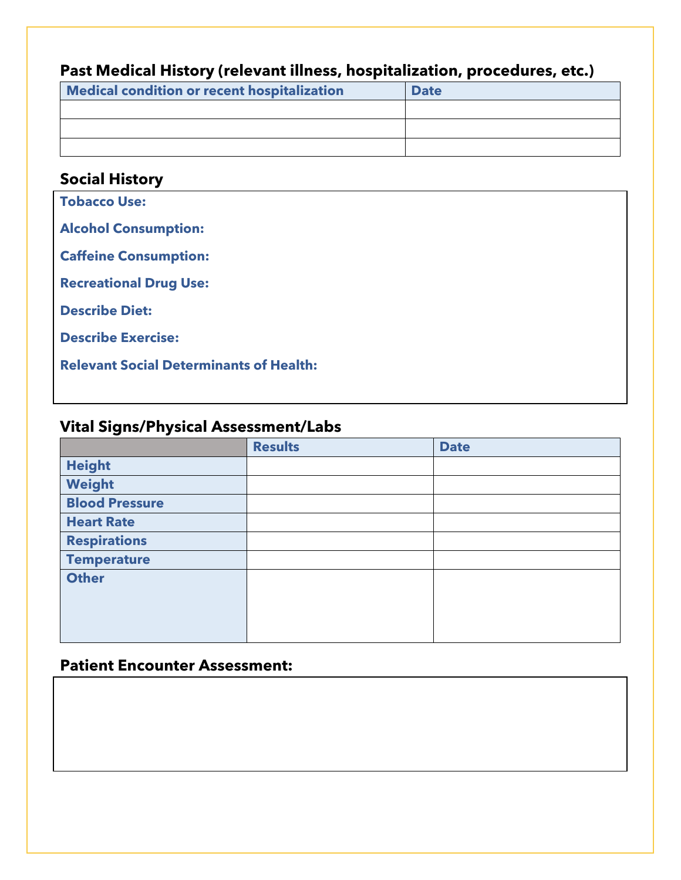## Past Medical History (relevant illness, hospitalization, procedures, etc.)

| Medical condition or recent hospitalization | Date |
|---|---|
| | |
| | |
| | |

## Social History

**Tobacco Use:**

**Alcohol Consumption:**

**Caffeine Consumption:**

**Recreational Drug Use:**

**Describe Diet:**

**Describe Exercise:**

**Relevant Social Determinants of Health:**

## Vital Signs/Physical Assessment/Labs

| | Results | Date |
|---|---|---|
| Height | | |
| Weight | | |
| Blood Pressure | | |
| Heart Rate | | |
| Respirations | | |
| Temperature | | |
| Other | | |

## Patient Encounter Assessment: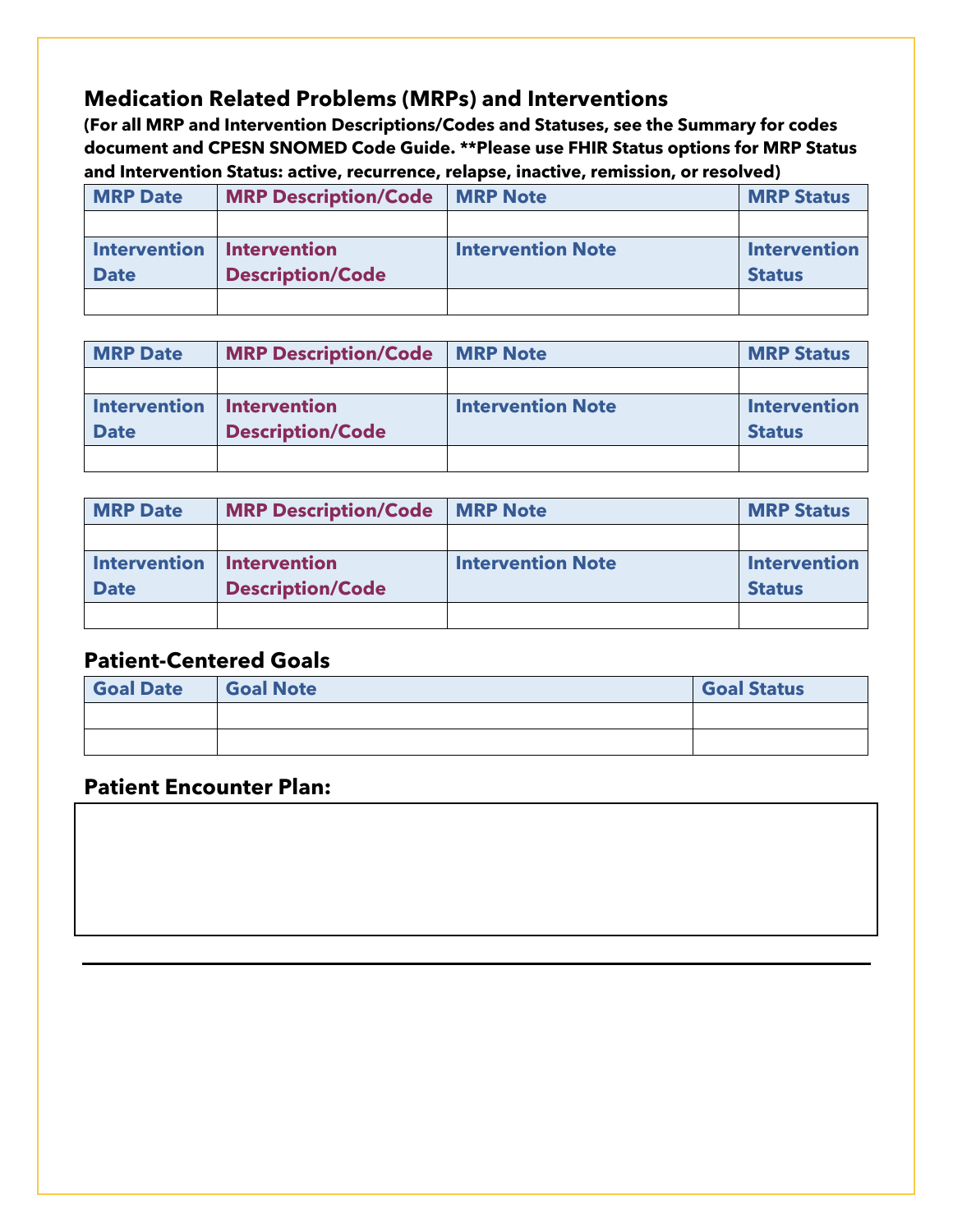## Medication Related Problems (MRPs) and Interventions

**(For all MRP and Intervention Descriptions/Codes and Statuses, see the Summary for codes document and CPESN SNOMED Code Guide. **Please use FHIR Status options for MRP Status and Intervention Status: active, recurrence, relapse, inactive, remission, or resolved)**

| MRP Date | MRP Description/Code | MRP Note | MRP Status |
|---|---|---|---|
| | | | |
| **Intervention Date** | **Intervention Description/Code** | **Intervention Note** | **Intervention Status** |
| | | | |

| MRP Date | MRP Description/Code | MRP Note | MRP Status |
|---|---|---|---|
| | | | |
| **Intervention Date** | **Intervention Description/Code** | **Intervention Note** | **Intervention Status** |
| | | | |

| MRP Date | MRP Description/Code | MRP Note | MRP Status |
|---|---|---|---|
| | | | |
| **Intervention Date** | **Intervention Description/Code** | **Intervention Note** | **Intervention Status** |
| | | | |

## Patient-Centered Goals

| Goal Date | Goal Note | Goal Status |
|---|---|---|
| | | |
| | | |

## Patient Encounter Plan: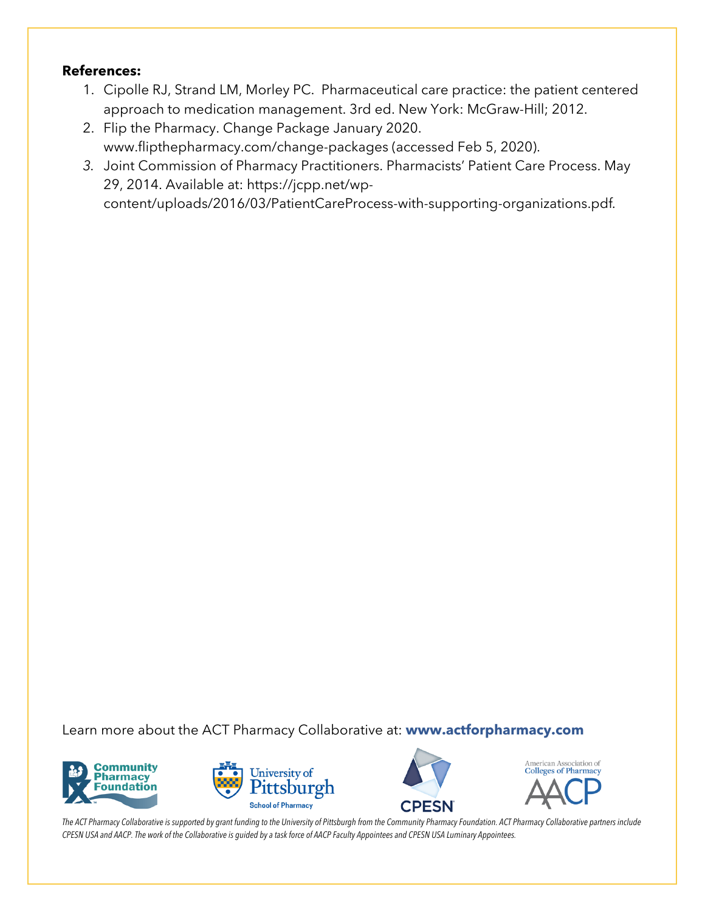**References:**

1. Cipolle RJ, Strand LM, Morley PC. Pharmaceutical care practice: the patient centered approach to medication management. 3rd ed. New York: McGraw-Hill; 2012.
2. Flip the Pharmacy. Change Package January 2020. www.flipthepharmacy.com/change-packages (accessed Feb 5, 2020).
3. Joint Commission of Pharmacy Practitioners. Pharmacists' Patient Care Process. May 29, 2014. Available at: https://jcpp.net/wp-content/uploads/2016/03/PatientCareProcess-with-supporting-organizations.pdf.

Learn more about the ACT Pharmacy Collaborative at: **www.actforpharmacy.com**

*The ACT Pharmacy Collaborative is supported by grant funding to the University of Pittsburgh from the Community Pharmacy Foundation. ACT Pharmacy Collaborative partners include CPESN USA and AACP. The work of the Collaborative is guided by a task force of AACP Faculty Appointees and CPESN USA Luminary Appointees.*